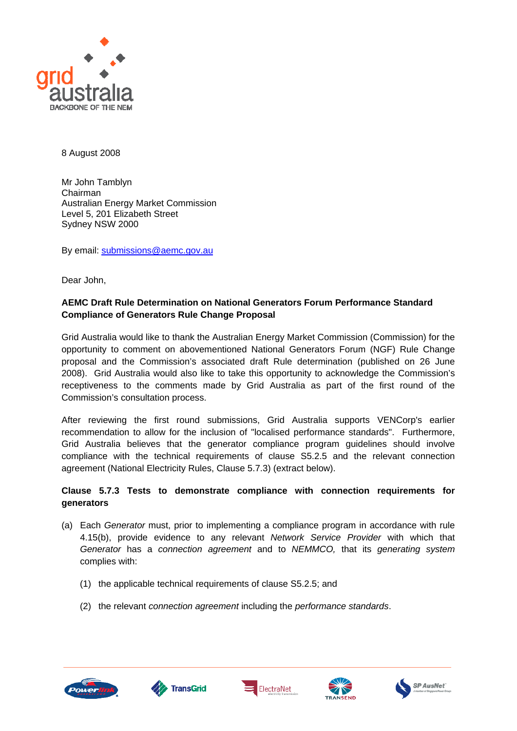8 August 2008

Mr John Tamblyn
Chairman
Australian Energy Market Commission
Level 5, 201 Elizabeth Street
Sydney NSW 2000

By email: submissions@aemc.gov.au

Dear John,

**AEMC Draft Rule Determination on National Generators Forum Performance Standard Compliance of Generators Rule Change Proposal**

Grid Australia would like to thank the Australian Energy Market Commission (Commission) for the opportunity to comment on abovementioned National Generators Forum (NGF) Rule Change proposal and the Commission's associated draft Rule determination (published on 26 June 2008). Grid Australia would also like to take this opportunity to acknowledge the Commission's receptiveness to the comments made by Grid Australia as part of the first round of the Commission's consultation process.

After reviewing the first round submissions, Grid Australia supports VENCorp's earlier recommendation to allow for the inclusion of "localised performance standards". Furthermore, Grid Australia believes that the generator compliance program guidelines should involve compliance with the technical requirements of clause S5.2.5 and the relevant connection agreement (National Electricity Rules, Clause 5.7.3) (extract below).

**Clause 5.7.3 Tests to demonstrate compliance with connection requirements for generators**

(a) Each *Generator* must, prior to implementing a compliance program in accordance with rule 4.15(b), provide evidence to any relevant *Network Service Provider* with which that *Generator* has a *connection agreement* and to *NEMMCO,* that its *generating system* complies with:

  (1) the applicable technical requirements of clause S5.2.5; and

  (2) the relevant *connection agreement* including the *performance standards*.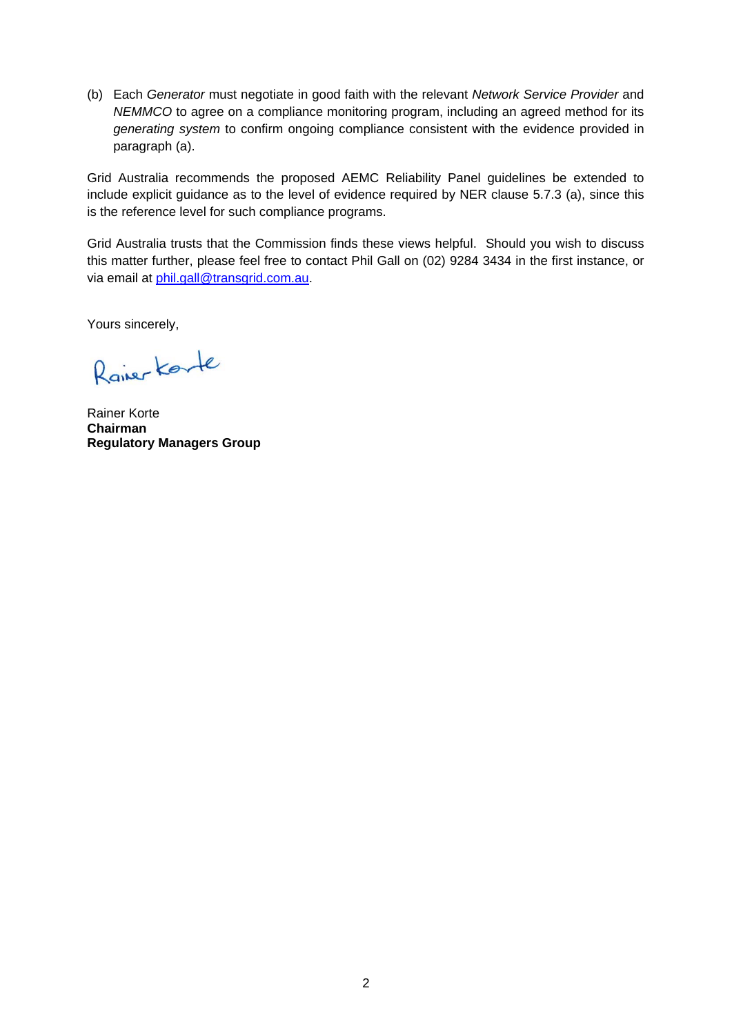(b) Each *Generator* must negotiate in good faith with the relevant *Network Service Provider* and *NEMMCO* to agree on a compliance monitoring program, including an agreed method for its *generating system* to confirm ongoing compliance consistent with the evidence provided in paragraph (a).

Grid Australia recommends the proposed AEMC Reliability Panel guidelines be extended to include explicit guidance as to the level of evidence required by NER clause 5.7.3 (a), since this is the reference level for such compliance programs.

Grid Australia trusts that the Commission finds these views helpful. Should you wish to discuss this matter further, please feel free to contact Phil Gall on (02) 9284 3434 in the first instance, or via email at phil.gall@transgrid.com.au.

Yours sincerely,

Rainer Korte
**Chairman**
**Regulatory Managers Group**